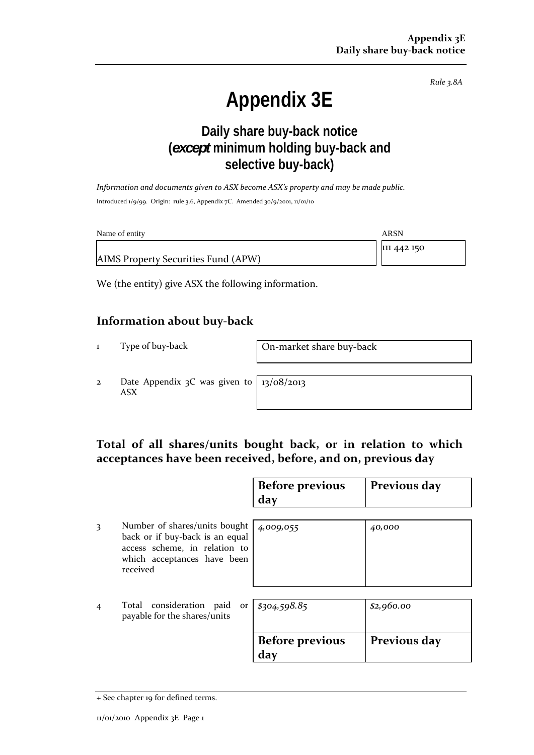Rule 3.8A

# Appendix 3E

## Daily share buy-back notice (*except* minimum holding buy-back and selective buy-back)

*Information and documents given to ASX become ASX's property and may be made public.*

Introduced 1/9/99. Origin: rule 3.6, Appendix 7C. Amended 30/9/2001, 11/01/10

| Name of entity | ARSN |
|---|---|
| AIMS Property Securities Fund (APW) | 111 442 150 |

We (the entity) give ASX the following information.

## Information about buy-back

| | | |
|---|---|---|
| 1 | Type of buy-back | On-market share buy-back |
| 2 | Date Appendix 3C was given to ASX | 13/08/2013 |

## Total of all shares/units bought back, or in relation to which acceptances have been received, before, and on, previous day

| | | Before previous day | Previous day |
|---|---|---|---|
| 3 | Number of shares/units bought back or if buy-back is an equal access scheme, in relation to which acceptances have been received | *4,009,055* | *40,000* |
| 4 | Total consideration paid or payable for the shares/units | *$304,598.85* | *$2,960.00* |

| Before previous day | Previous day |
|---|---|

+ See chapter 19 for defined terms.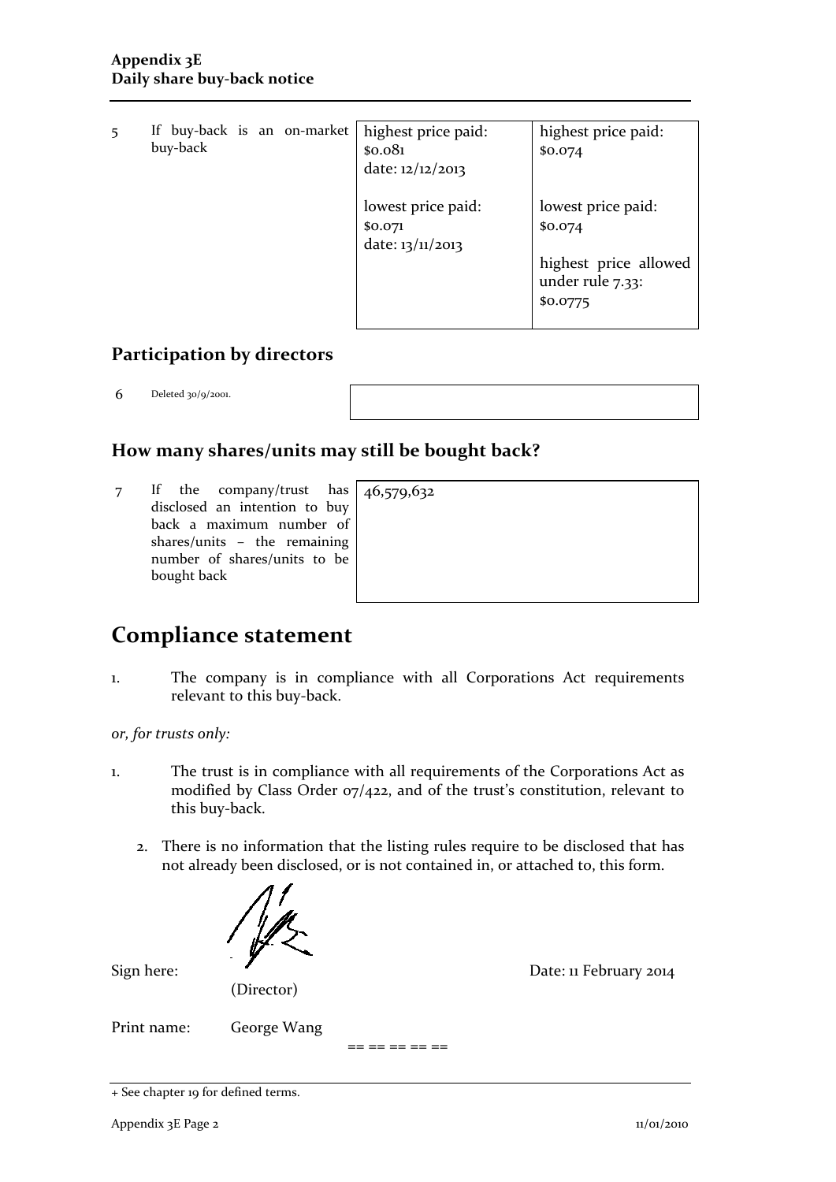| | | | |
|---|---|---|---|
| 5 | If buy-back is an on-market buy-back | highest price paid: \$0.081<br>date: 12/12/2013<br><br>lowest price paid: \$0.071<br>date: 13/11/2013 | highest price paid: \$0.074<br><br>lowest price paid: \$0.074<br><br>highest price allowed under rule 7.33: \$0.0775 |

## Participation by directors

| | | |
|---|---|---|
| 6 | Deleted 30/9/2001. | |

## How many shares/units may still be bought back?

| | | |
|---|---|---|
| 7 | If the company/trust has disclosed an intention to buy back a maximum number of shares/units – the remaining number of shares/units to be bought back | 46,579,632 |

# Compliance statement

1. The company is in compliance with all Corporations Act requirements relevant to this buy-back.

*or, for trusts only:*

1. The trust is in compliance with all requirements of the Corporations Act as modified by Class Order 07/422, and of the trust's constitution, relevant to this buy-back.

2. There is no information that the listing rules require to be disclosed that has not already been disclosed, or is not contained in, or attached to, this form.

Sign here: (Director) Date: 11 February 2014

Print name: George Wang

== == == == ==

+ See chapter 19 for defined terms.